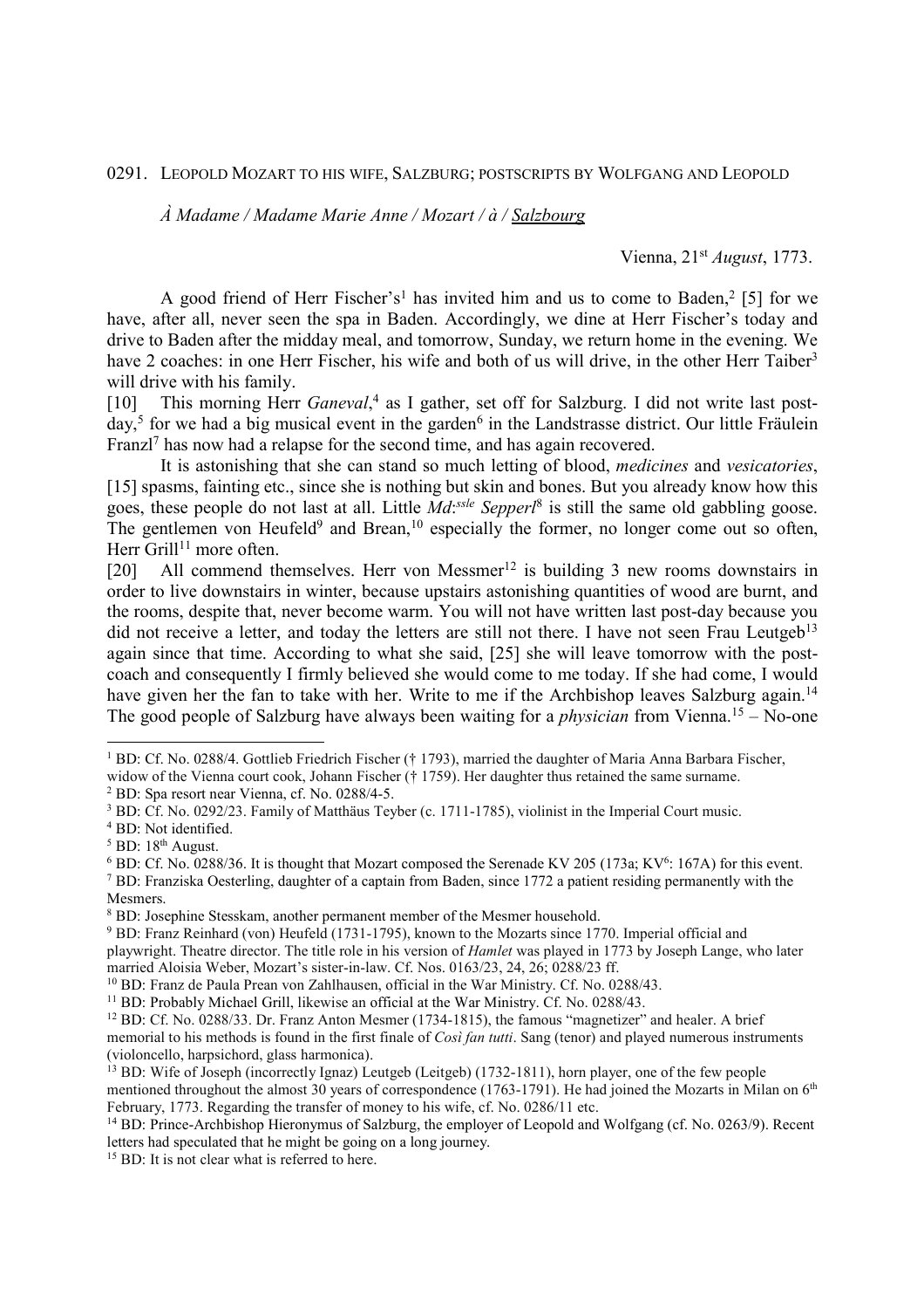0291. LEOPOLD MOZART TO HIS WIFE, SALZBURG; POSTSCRIPTS BY WOLFGANG AND LEOPOLD

*À Madame / Madame Marie Anne / Mozart / à / Salzbourg*

Vienna, 21st *August*, 1773.

A good friend of Herr Fischer's[1] has invited him and us to come to Baden,[2] [5] for we have, after all, never seen the spa in Baden. Accordingly, we dine at Herr Fischer's today and drive to Baden after the midday meal, and tomorrow, Sunday, we return home in the evening. We have 2 coaches: in one Herr Fischer, his wife and both of us will drive, in the other Herr Taiber[3] will drive with his family.

[10] This morning Herr *Ganeval*,[4] as I gather, set off for Salzburg. I did not write last post-day,[5] for we had a big musical event in the garden[6] in the Landstrasse district. Our little Fräulein Franzl[7] has now had a relapse for the second time, and has again recovered.

It is astonishing that she can stand so much letting of blood, *medicines* and *vesicatories*, [15] spasms, fainting etc., since she is nothing but skin and bones. But you already know how this goes, these people do not last at all. Little *Md:ssle Sepperl*[8] is still the same old gabbling goose. The gentlemen von Heufeld[9] and Brean,[10] especially the former, no longer come out so often, Herr Grill[11] more often.

[20] All commend themselves. Herr von Messmer[12] is building 3 new rooms downstairs in order to live downstairs in winter, because upstairs astonishing quantities of wood are burnt, and the rooms, despite that, never become warm. You will not have written last post-day because you did not receive a letter, and today the letters are still not there. I have not seen Frau Leutgeb[13] again since that time. According to what she said, [25] she will leave tomorrow with the post-coach and consequently I firmly believed she would come to me today. If she had come, I would have given her the fan to take with her. Write to me if the Archbishop leaves Salzburg again.[14] The good people of Salzburg have always been waiting for a *physician* from Vienna.[15] – No-one

---

[1] BD: Cf. No. 0288/4. Gottlieb Friedrich Fischer († 1793), married the daughter of Maria Anna Barbara Fischer, widow of the Vienna court cook, Johann Fischer († 1759). Her daughter thus retained the same surname.

[2] BD: Spa resort near Vienna, cf. No. 0288/4-5.

[3] BD: Cf. No. 0292/23. Family of Matthäus Teyber (c. 1711-1785), violinist in the Imperial Court music.

[4] BD: Not identified.

[5] BD: 18th August.

[6] BD: Cf. No. 0288/36. It is thought that Mozart composed the Serenade KV 205 (173a; KV6: 167A) for this event.

[7] BD: Franziska Oesterling, daughter of a captain from Baden, since 1772 a patient residing permanently with the Mesmers.

[8] BD: Josephine Stesskam, another permanent member of the Mesmer household.

[9] BD: Franz Reinhard (von) Heufeld (1731-1795), known to the Mozarts since 1770. Imperial official and playwright. Theatre director. The title role in his version of *Hamlet* was played in 1773 by Joseph Lange, who later married Aloisia Weber, Mozart's sister-in-law. Cf. Nos. 0163/23, 24, 26; 0288/23 ff.

[10] BD: Franz de Paula Prean von Zahlhausen, official in the War Ministry. Cf. No. 0288/43.

[11] BD: Probably Michael Grill, likewise an official at the War Ministry. Cf. No. 0288/43.

[12] BD: Cf. No. 0288/33. Dr. Franz Anton Mesmer (1734-1815), the famous "magnetizer" and healer. A brief memorial to his methods is found in the first finale of *Così fan tutti*. Sang (tenor) and played numerous instruments (violoncello, harpsichord, glass harmonica).

[13] BD: Wife of Joseph (incorrectly Ignaz) Leutgeb (Leitgeb) (1732-1811), horn player, one of the few people mentioned throughout the almost 30 years of correspondence (1763-1791). He had joined the Mozarts in Milan on 6th February, 1773. Regarding the transfer of money to his wife, cf. No. 0286/11 etc.

[14] BD: Prince-Archbishop Hieronymus of Salzburg, the employer of Leopold and Wolfgang (cf. No. 0263/9). Recent letters had speculated that he might be going on a long journey.

[15] BD: It is not clear what is referred to here.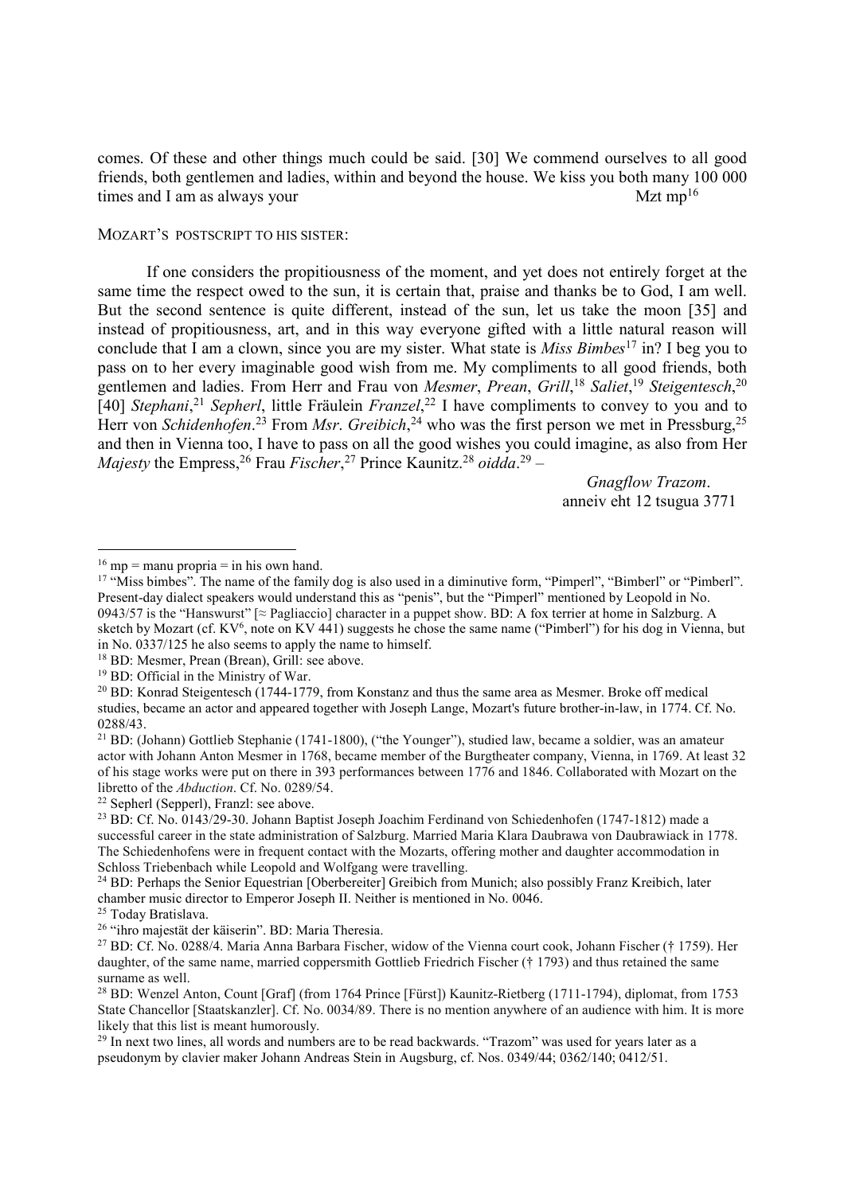comes. Of these and other things much could be said. [30] We commend ourselves to all good friends, both gentlemen and ladies, within and beyond the house. We kiss you both many 100 000 times and I am as always your Mzt mp[16]

MOZART'S POSTSCRIPT TO HIS SISTER:

If one considers the propitiousness of the moment, and yet does not entirely forget at the same time the respect owed to the sun, it is certain that, praise and thanks be to God, I am well. But the second sentence is quite different, instead of the sun, let us take the moon [35] and instead of propitiousness, art, and in this way everyone gifted with a little natural reason will conclude that I am a clown, since you are my sister. What state is *Miss Bimbes*[17] in? I beg you to pass on to her every imaginable good wish from me. My compliments to all good friends, both gentlemen and ladies. From Herr and Frau von *Mesmer*, *Prean*, *Grill*,[18] *Saliet*,[19] *Steigentesch*,[20] [40] *Stephani*,[21] *Sepherl*, little Fräulein *Franzel*,[22] I have compliments to convey to you and to Herr von *Schidenhofen*.[23] From *Msr*. *Greibich*,[24] who was the first person we met in Pressburg,[25] and then in Vienna too, I have to pass on all the good wishes you could imagine, as also from Her *Majesty* the Empress,[26] Frau *Fischer*,[27] Prince Kaunitz.[28] *oidda*.[29] –

*Gnagflow Trazom*.
anneiv eht 12 tsugua 3771

---

[16] mp = manu propria = in his own hand.

[17] "Miss bimbes". The name of the family dog is also used in a diminutive form, "Pimperl", "Bimberl" or "Pimberl". Present-day dialect speakers would understand this as "penis", but the "Pimperl" mentioned by Leopold in No. 0943/57 is the "Hanswurst" [≈ Pagliaccio] character in a puppet show. BD: A fox terrier at home in Salzburg. A sketch by Mozart (cf. KV[6], note on KV 441) suggests he chose the same name ("Pimberl") for his dog in Vienna, but in No. 0337/125 he also seems to apply the name to himself.

[18] BD: Mesmer, Prean (Brean), Grill: see above.

[19] BD: Official in the Ministry of War.

[20] BD: Konrad Steigentesch (1744-1779, from Konstanz and thus the same area as Mesmer. Broke off medical studies, became an actor and appeared together with Joseph Lange, Mozart's future brother-in-law, in 1774. Cf. No. 0288/43.

[21] BD: (Johann) Gottlieb Stephanie (1741-1800), ("the Younger"), studied law, became a soldier, was an amateur actor with Johann Anton Mesmer in 1768, became member of the Burgtheater company, Vienna, in 1769. At least 32 of his stage works were put on there in 393 performances between 1776 and 1846. Collaborated with Mozart on the libretto of the *Abduction*. Cf. No. 0289/54.

[22] Sepherl (Sepperl), Franzl: see above.

[23] BD: Cf. No. 0143/29-30. Johann Baptist Joseph Joachim Ferdinand von Schiedenhofen (1747-1812) made a successful career in the state administration of Salzburg. Married Maria Klara Daubrawa von Daubrawiack in 1778. The Schiedenhofens were in frequent contact with the Mozarts, offering mother and daughter accommodation in Schloss Triebenbach while Leopold and Wolfgang were travelling.

[24] BD: Perhaps the Senior Equestrian [Oberbereiter] Greibich from Munich; also possibly Franz Kreibich, later chamber music director to Emperor Joseph II. Neither is mentioned in No. 0046.

[25] Today Bratislava.

[26] "ihro majestät der käiserin". BD: Maria Theresia.

[27] BD: Cf. No. 0288/4. Maria Anna Barbara Fischer, widow of the Vienna court cook, Johann Fischer († 1759). Her daughter, of the same name, married coppersmith Gottlieb Friedrich Fischer († 1793) and thus retained the same surname as well.

[28] BD: Wenzel Anton, Count [Graf] (from 1764 Prince [Fürst]) Kaunitz-Rietberg (1711-1794), diplomat, from 1753 State Chancellor [Staatskanzler]. Cf. No. 0034/89. There is no mention anywhere of an audience with him. It is more likely that this list is meant humorously.

[29] In next two lines, all words and numbers are to be read backwards. "Trazom" was used for years later as a pseudonym by clavier maker Johann Andreas Stein in Augsburg, cf. Nos. 0349/44; 0362/140; 0412/51.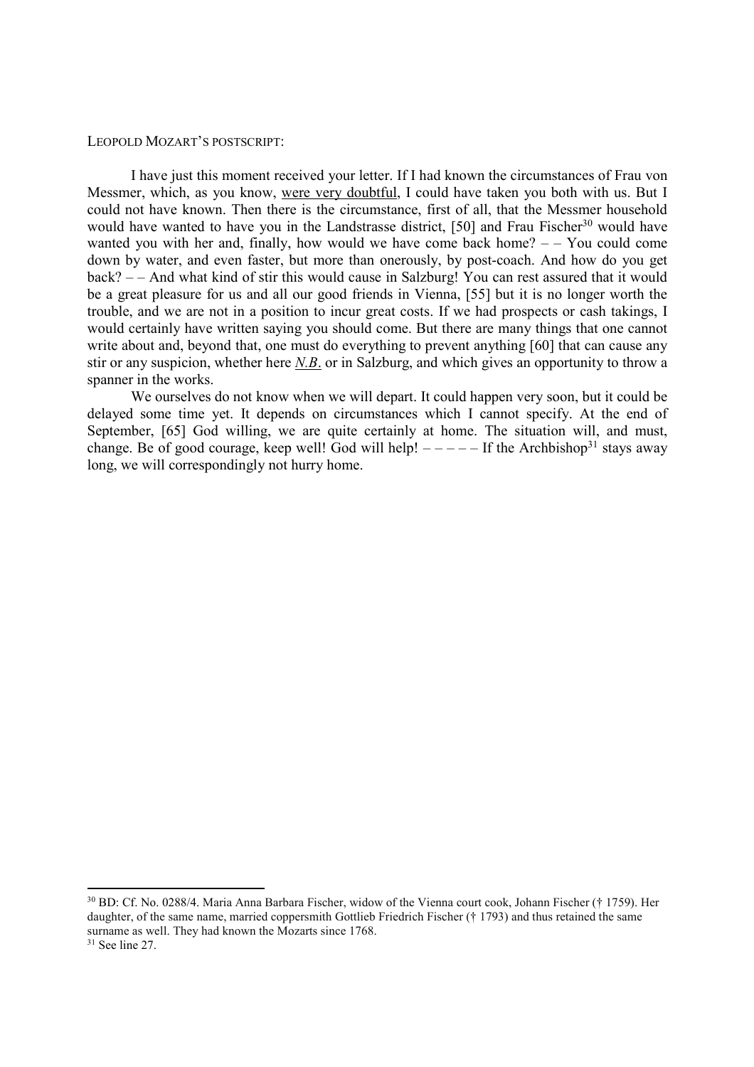LEOPOLD MOZART'S POSTSCRIPT:

I have just this moment received your letter. If I had known the circumstances of Frau von Messmer, which, as you know, were very doubtful, I could have taken you both with us. But I could not have known. Then there is the circumstance, first of all, that the Messmer household would have wanted to have you in the Landstrasse district, [50] and Frau Fischer[30] would have wanted you with her and, finally, how would we have come back home? – – You could come down by water, and even faster, but more than onerously, by post-coach. And how do you get back? – – And what kind of stir this would cause in Salzburg! You can rest assured that it would be a great pleasure for us and all our good friends in Vienna, [55] but it is no longer worth the trouble, and we are not in a position to incur great costs. If we had prospects or cash takings, I would certainly have written saying you should come. But there are many things that one cannot write about and, beyond that, one must do everything to prevent anything [60] that can cause any stir or any suspicion, whether here *N.B.* or in Salzburg, and which gives an opportunity to throw a spanner in the works.

We ourselves do not know when we will depart. It could happen very soon, but it could be delayed some time yet. It depends on circumstances which I cannot specify. At the end of September, [65] God willing, we are quite certainly at home. The situation will, and must, change. Be of good courage, keep well! God will help! – – – – – If the Archbishop[31] stays away long, we will correspondingly not hurry home.

---

[30] BD: Cf. No. 0288/4. Maria Anna Barbara Fischer, widow of the Vienna court cook, Johann Fischer († 1759). Her daughter, of the same name, married coppersmith Gottlieb Friedrich Fischer († 1793) and thus retained the same surname as well. They had known the Mozarts since 1768.

[31] See line 27.